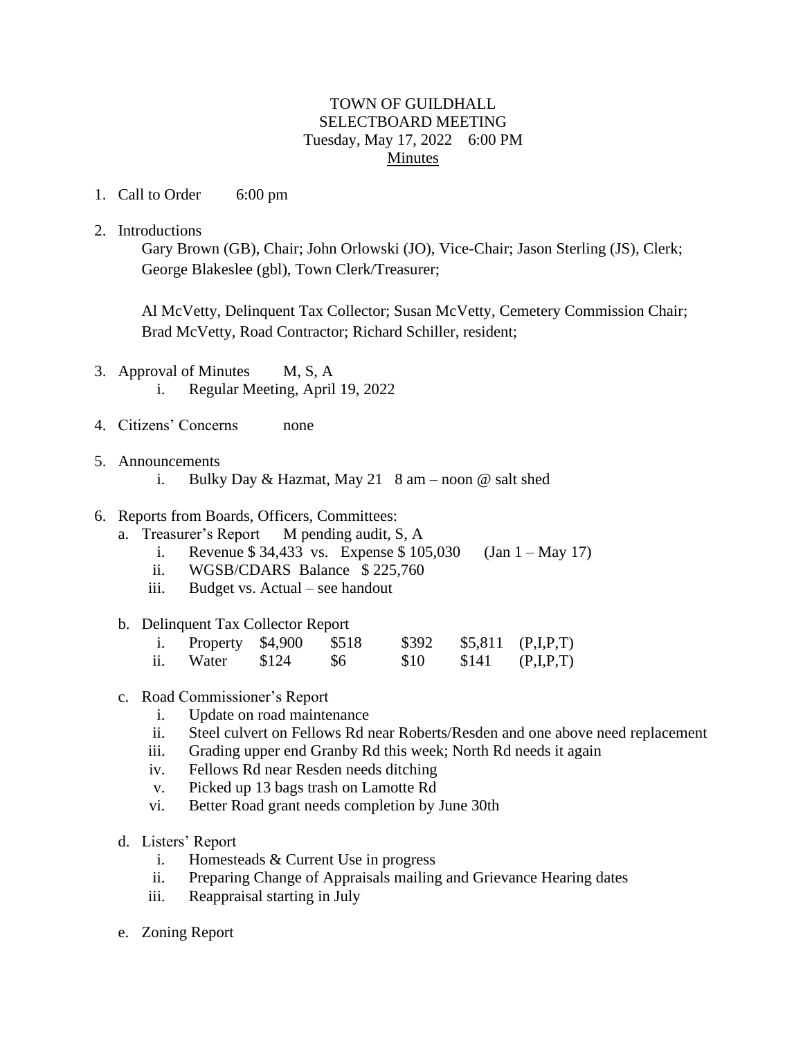TOWN OF GUILDHALL
SELECTBOARD MEETING
Tuesday, May 17, 2022 6:00 PM
Minutes

1. Call to Order 6:00 pm

2. Introductions
   Gary Brown (GB), Chair; John Orlowski (JO), Vice-Chair; Jason Sterling (JS), Clerk; George Blakeslee (gbl), Town Clerk/Treasurer;

   Al McVetty, Delinquent Tax Collector; Susan McVetty, Cemetery Commission Chair; Brad McVetty, Road Contractor; Richard Schiller, resident;

3. Approval of Minutes M, S, A
   i. Regular Meeting, April 19, 2022

4. Citizens' Concerns none

5. Announcements
   i. Bulky Day & Hazmat, May 21 8 am – noon @ salt shed

6. Reports from Boards, Officers, Committees:
   a. Treasurer's Report M pending audit, S, A
      i. Revenue $ 34,433 vs. Expense $ 105,030 (Jan 1 – May 17)
      ii. WGSB/CDARS Balance $ 225,760
      iii. Budget vs. Actual – see handout

   b. Delinquent Tax Collector Report

| | | | | | | |
|---|---|---|---|---|---|---|
| i. | Property | $4,900 | $518 | $392 | $5,811 | (P,I,P,T) |
| ii. | Water | $124 | $6 | $10 | $141 | (P,I,P,T) |

   c. Road Commissioner's Report
      i. Update on road maintenance
      ii. Steel culvert on Fellows Rd near Roberts/Resden and one above need replacement
      iii. Grading upper end Granby Rd this week; North Rd needs it again
      iv. Fellows Rd near Resden needs ditching
      v. Picked up 13 bags trash on Lamotte Rd
      vi. Better Road grant needs completion by June 30th

   d. Listers' Report
      i. Homesteads & Current Use in progress
      ii. Preparing Change of Appraisals mailing and Grievance Hearing dates
      iii. Reappraisal starting in July

   e. Zoning Report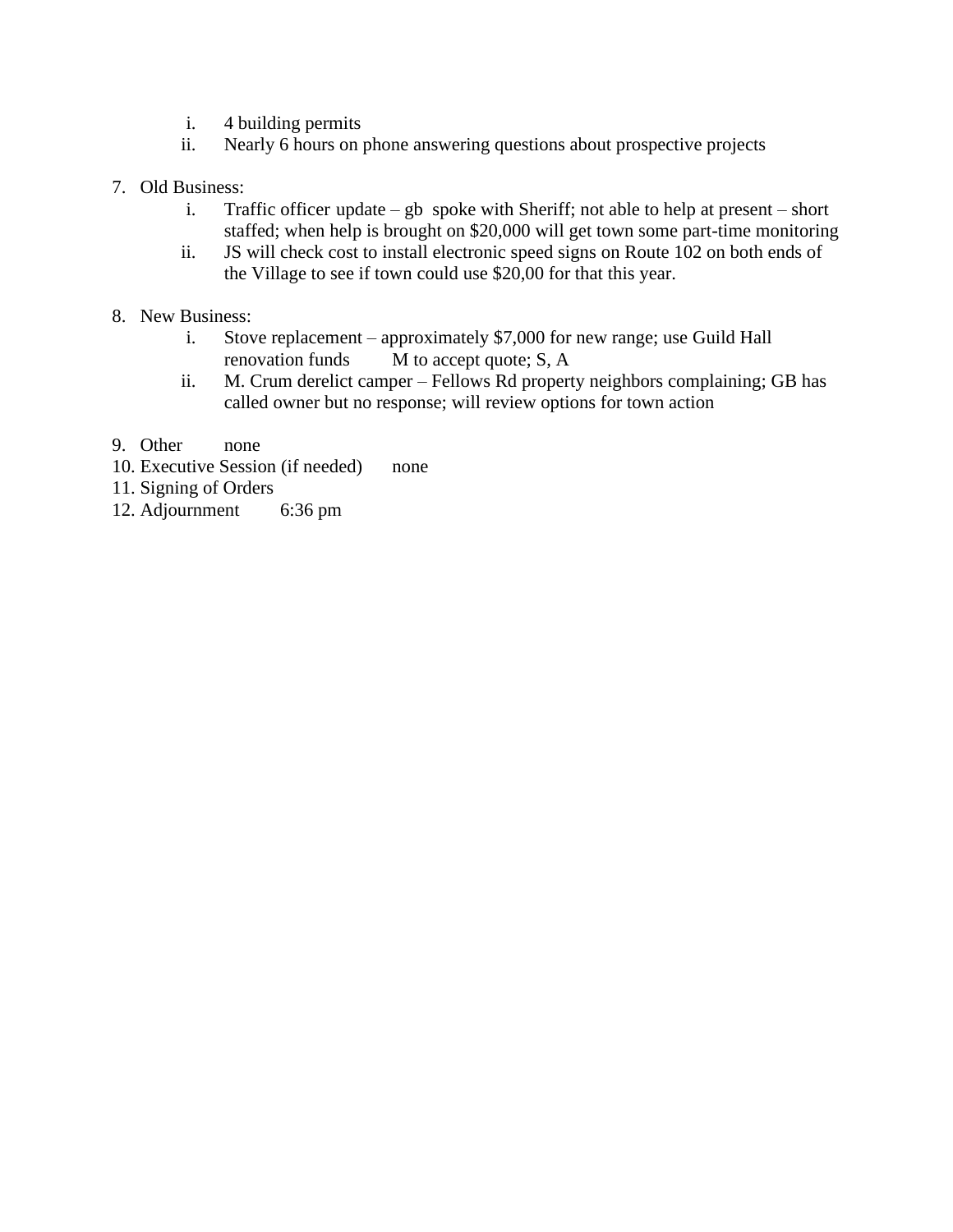i. 4 building permits
    ii. Nearly 6 hours on phone answering questions about prospective projects

7. Old Business:
    i. Traffic officer update – gb spoke with Sheriff; not able to help at present – short staffed; when help is brought on $20,000 will get town some part-time monitoring
    ii. JS will check cost to install electronic speed signs on Route 102 on both ends of the Village to see if town could use $20,00 for that this year.

8. New Business:
    i. Stove replacement – approximately $7,000 for new range; use Guild Hall renovation funds M to accept quote; S, A
    ii. M. Crum derelict camper – Fellows Rd property neighbors complaining; GB has called owner but no response; will review options for town action

9. Other none
10. Executive Session (if needed) none
11. Signing of Orders
12. Adjournment 6:36 pm